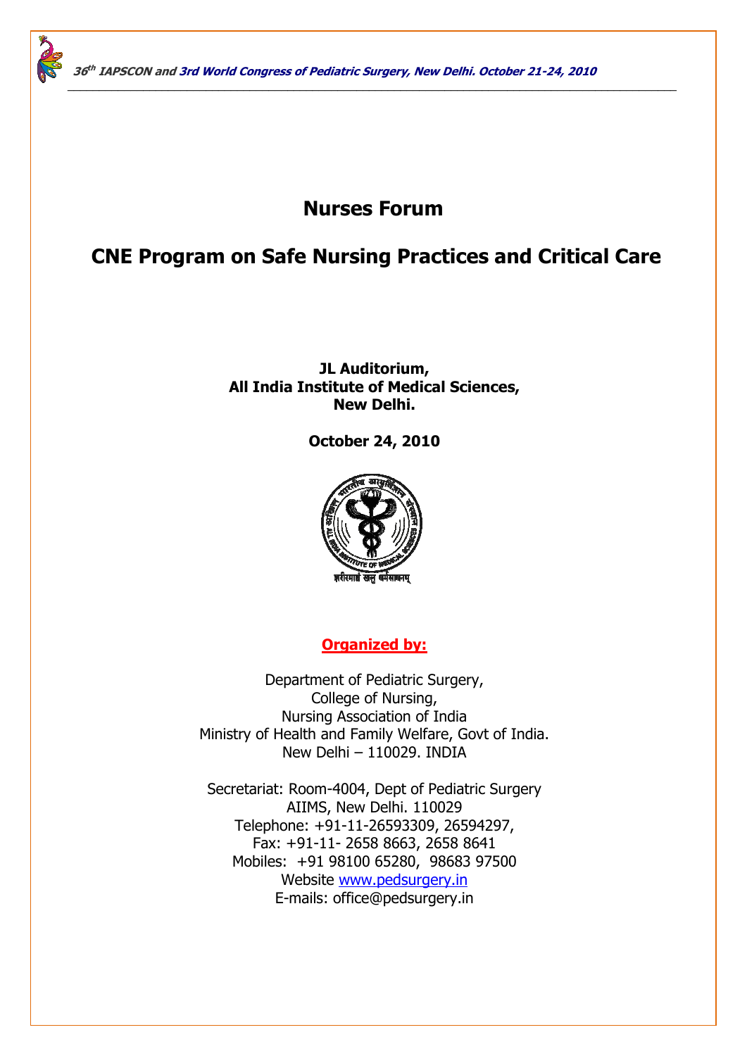# Nurses Forum

# CNE Program on Safe Nursing Practices and Critical Care

**JL Auditorium,**
**All India Institute of Medical Sciences,**
**New Delhi.**

**October 24, 2010**

**Organized by:**

Department of Pediatric Surgery,
College of Nursing,
Nursing Association of India
Ministry of Health and Family Welfare, Govt of India.
New Delhi – 110029. INDIA

Secretariat: Room-4004, Dept of Pediatric Surgery
AIIMS, New Delhi. 110029
Telephone: +91-11-26593309, 26594297,
Fax: +91-11- 2658 8663, 2658 8641
Mobiles: +91 98100 65280, 98683 97500
Website www.pedsurgery.in
E-mails: office@pedsurgery.in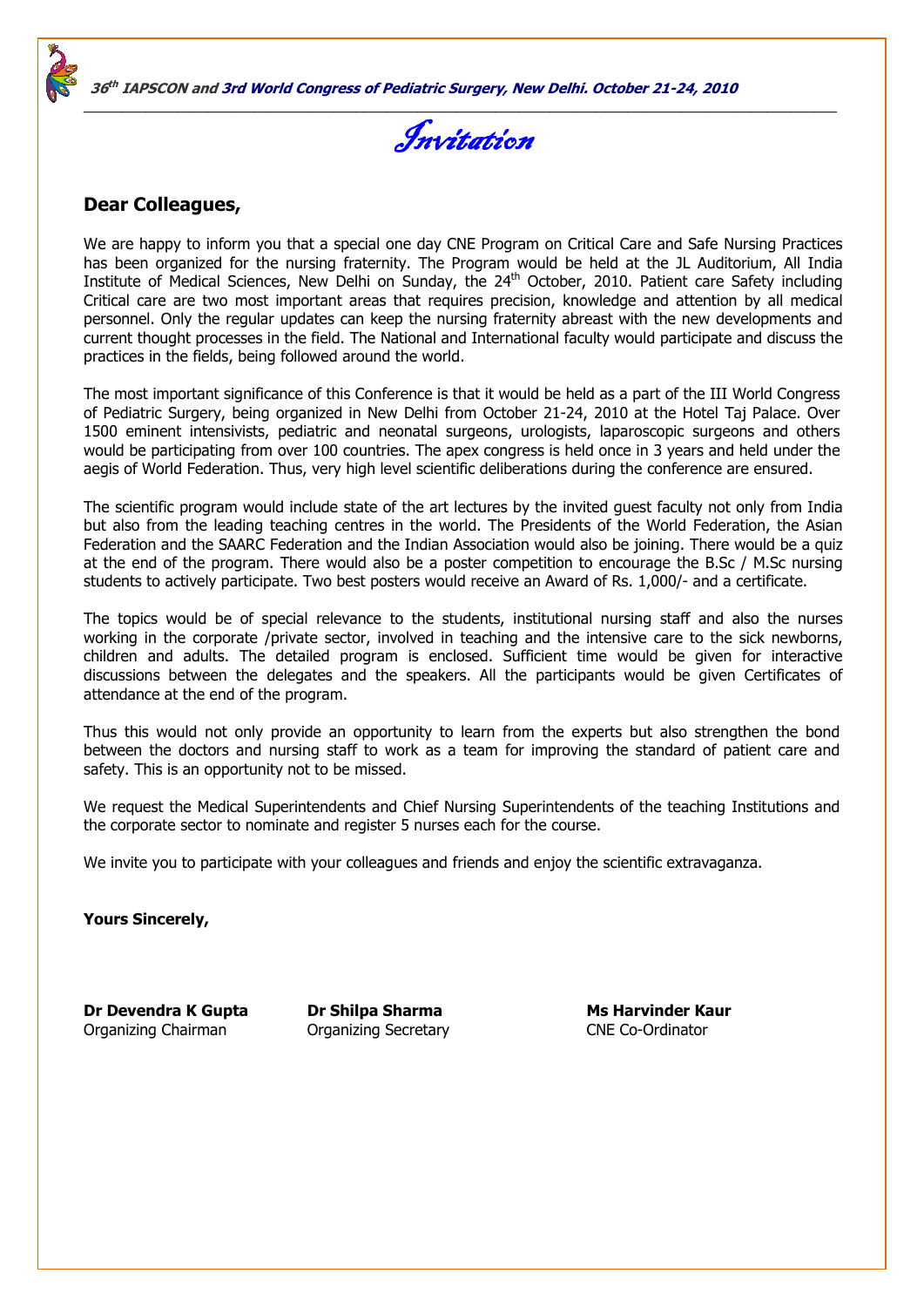# Invitation

**Dear Colleagues,**

We are happy to inform you that a special one day CNE Program on Critical Care and Safe Nursing Practices has been organized for the nursing fraternity. The Program would be held at the JL Auditorium, All India Institute of Medical Sciences, New Delhi on Sunday, the 24th October, 2010. Patient care Safety including Critical care are two most important areas that requires precision, knowledge and attention by all medical personnel. Only the regular updates can keep the nursing fraternity abreast with the new developments and current thought processes in the field. The National and International faculty would participate and discuss the practices in the fields, being followed around the world.

The most important significance of this Conference is that it would be held as a part of the III World Congress of Pediatric Surgery, being organized in New Delhi from October 21-24, 2010 at the Hotel Taj Palace. Over 1500 eminent intensivists, pediatric and neonatal surgeons, urologists, laparoscopic surgeons and others would be participating from over 100 countries. The apex congress is held once in 3 years and held under the aegis of World Federation. Thus, very high level scientific deliberations during the conference are ensured.

The scientific program would include state of the art lectures by the invited guest faculty not only from India but also from the leading teaching centres in the world. The Presidents of the World Federation, the Asian Federation and the SAARC Federation and the Indian Association would also be joining. There would be a quiz at the end of the program. There would also be a poster competition to encourage the B.Sc / M.Sc nursing students to actively participate. Two best posters would receive an Award of Rs. 1,000/- and a certificate.

The topics would be of special relevance to the students, institutional nursing staff and also the nurses working in the corporate /private sector, involved in teaching and the intensive care to the sick newborns, children and adults. The detailed program is enclosed. Sufficient time would be given for interactive discussions between the delegates and the speakers. All the participants would be given Certificates of attendance at the end of the program.

Thus this would not only provide an opportunity to learn from the experts but also strengthen the bond between the doctors and nursing staff to work as a team for improving the standard of patient care and safety. This is an opportunity not to be missed.

We request the Medical Superintendents and Chief Nursing Superintendents of the teaching Institutions and the corporate sector to nominate and register 5 nurses each for the course.

We invite you to participate with your colleagues and friends and enjoy the scientific extravaganza.

**Yours Sincerely,**

**Dr Devendra K Gupta**
Organizing Chairman

**Dr Shilpa Sharma**
Organizing Secretary

**Ms Harvinder Kaur**
CNE Co-Ordinator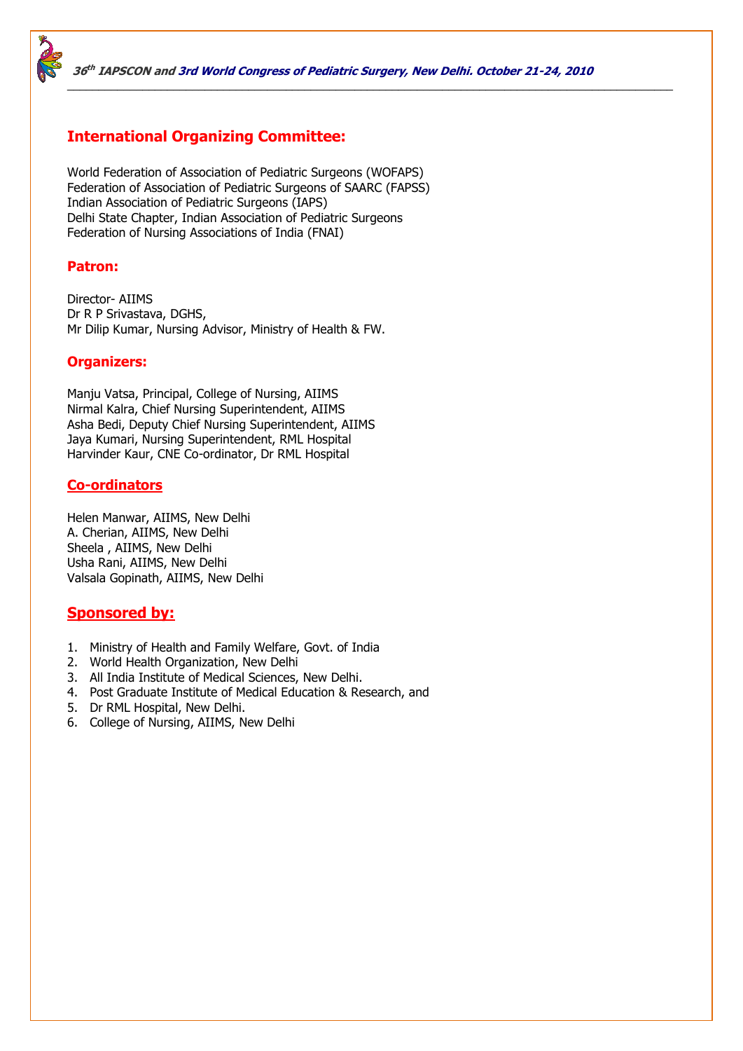## International Organizing Committee:

World Federation of Association of Pediatric Surgeons (WOFAPS)
Federation of Association of Pediatric Surgeons of SAARC (FAPSS)
Indian Association of Pediatric Surgeons (IAPS)
Delhi State Chapter, Indian Association of Pediatric Surgeons
Federation of Nursing Associations of India (FNAI)

### Patron:

Director- AIIMS
Dr R P Srivastava, DGHS,
Mr Dilip Kumar, Nursing Advisor, Ministry of Health & FW.

### Organizers:

Manju Vatsa, Principal, College of Nursing, AIIMS
Nirmal Kalra, Chief Nursing Superintendent, AIIMS
Asha Bedi, Deputy Chief Nursing Superintendent, AIIMS
Jaya Kumari, Nursing Superintendent, RML Hospital
Harvinder Kaur, CNE Co-ordinator, Dr RML Hospital

### Co-ordinators

Helen Manwar, AIIMS, New Delhi
A. Cherian, AIIMS, New Delhi
Sheela , AIIMS, New Delhi
Usha Rani, AIIMS, New Delhi
Valsala Gopinath, AIIMS, New Delhi

## Sponsored by:

1. Ministry of Health and Family Welfare, Govt. of India
2. World Health Organization, New Delhi
3. All India Institute of Medical Sciences, New Delhi.
4. Post Graduate Institute of Medical Education & Research, and
5. Dr RML Hospital, New Delhi.
6. College of Nursing, AIIMS, New Delhi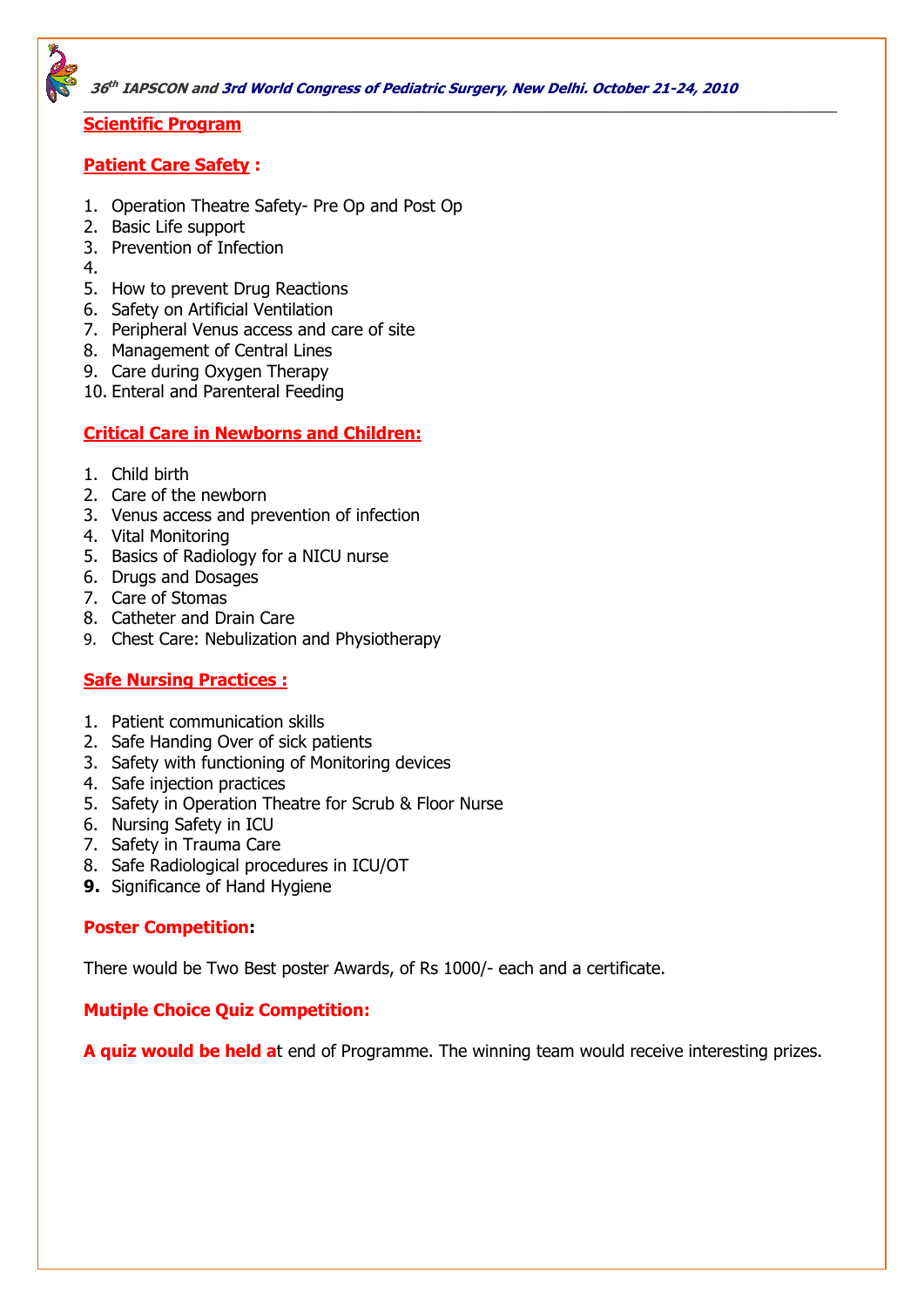## Scientific Program

### Patient Care Safety :

1. Operation Theatre Safety- Pre Op and Post Op
2. Basic Life support
3. Prevention of Infection
4. 
5. How to prevent Drug Reactions
6. Safety on Artificial Ventilation
7. Peripheral Venus access and care of site
8. Management of Central Lines
9. Care during Oxygen Therapy
10. Enteral and Parenteral Feeding

### Critical Care in Newborns and Children:

1. Child birth
2. Care of the newborn
3. Venus access and prevention of infection
4. Vital Monitoring
5. Basics of Radiology for a NICU nurse
6. Drugs and Dosages
7. Care of Stomas
8. Catheter and Drain Care
9. Chest Care: Nebulization and Physiotherapy

### Safe Nursing Practices :

1. Patient communication skills
2. Safe Handing Over of sick patients
3. Safety with functioning of Monitoring devices
4. Safe injection practices
5. Safety in Operation Theatre for Scrub & Floor Nurse
6. Nursing Safety in ICU
7. Safety in Trauma Care
8. Safe Radiological procedures in ICU/OT
9. Significance of Hand Hygiene

### Poster Competition:

There would be Two Best poster Awards, of Rs 1000/- each and a certificate.

### Mutiple Choice Quiz Competition:

**A quiz would be held a**t end of Programme. The winning team would receive interesting prizes.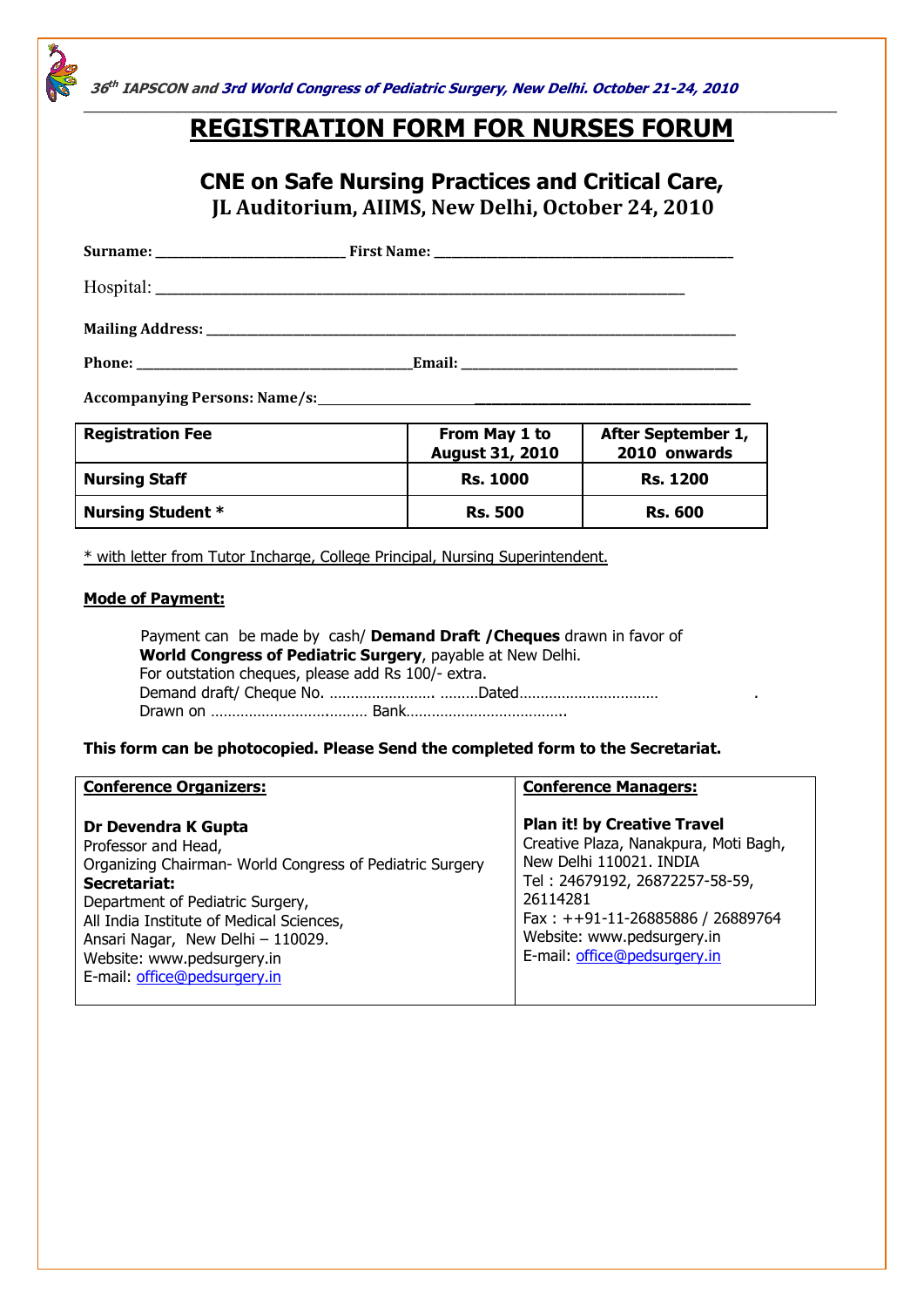*36th IAPSCON and 3rd World Congress of Pediatric Surgery, New Delhi. October 21-24, 2010*

# REGISTRATION FORM FOR NURSES FORUM

## CNE on Safe Nursing Practices and Critical Care,
## JL Auditorium, AIIMS, New Delhi, October 24, 2010

**Surname:** ____________________________ **First Name:** ____________________________________________

Hospital: ________________________________________________________________________

**Mailing Address:** ________________________________________________________________________________

**Phone:** ________________________________________**Email:** ________________________________________

**Accompanying Persons: Name/s:**_________________________________________________________________

| Registration Fee | From May 1 to August 31, 2010 | After September 1, 2010 onwards |
|---|---|---|
| **Nursing Staff** | **Rs. 1000** | **Rs. 1200** |
| **Nursing Student *** | **Rs. 500** | **Rs. 600** |

* with letter from Tutor Incharge, College Principal, Nursing Superintendent.

**Mode of Payment:**

Payment can be made by cash/ **Demand Draft /Cheques** drawn in favor of **World Congress of Pediatric Surgery**, payable at New Delhi.
For outstation cheques, please add Rs 100/- extra.
Demand draft/ Cheque No. ……………………. ………Dated…………………………… .
Drawn on ………………………………… Bank……………………………….

**This form can be photocopied. Please Send the completed form to the Secretariat.**

| Conference Organizers: | Conference Managers: |
|---|---|
| **Dr Devendra K Gupta**<br>Professor and Head,<br>Organizing Chairman- World Congress of Pediatric Surgery<br>**Secretariat:**<br>Department of Pediatric Surgery,<br>All India Institute of Medical Sciences,<br>Ansari Nagar, New Delhi – 110029.<br>Website: www.pedsurgery.in<br>E-mail: office@pedsurgery.in | **Plan it! by Creative Travel**<br>Creative Plaza, Nanakpura, Moti Bagh,<br>New Delhi 110021. INDIA<br>Tel : 24679192, 26872257-58-59, 26114281<br>Fax : ++91-11-26885886 / 26889764<br>Website: www.pedsurgery.in<br>E-mail: office@pedsurgery.in |